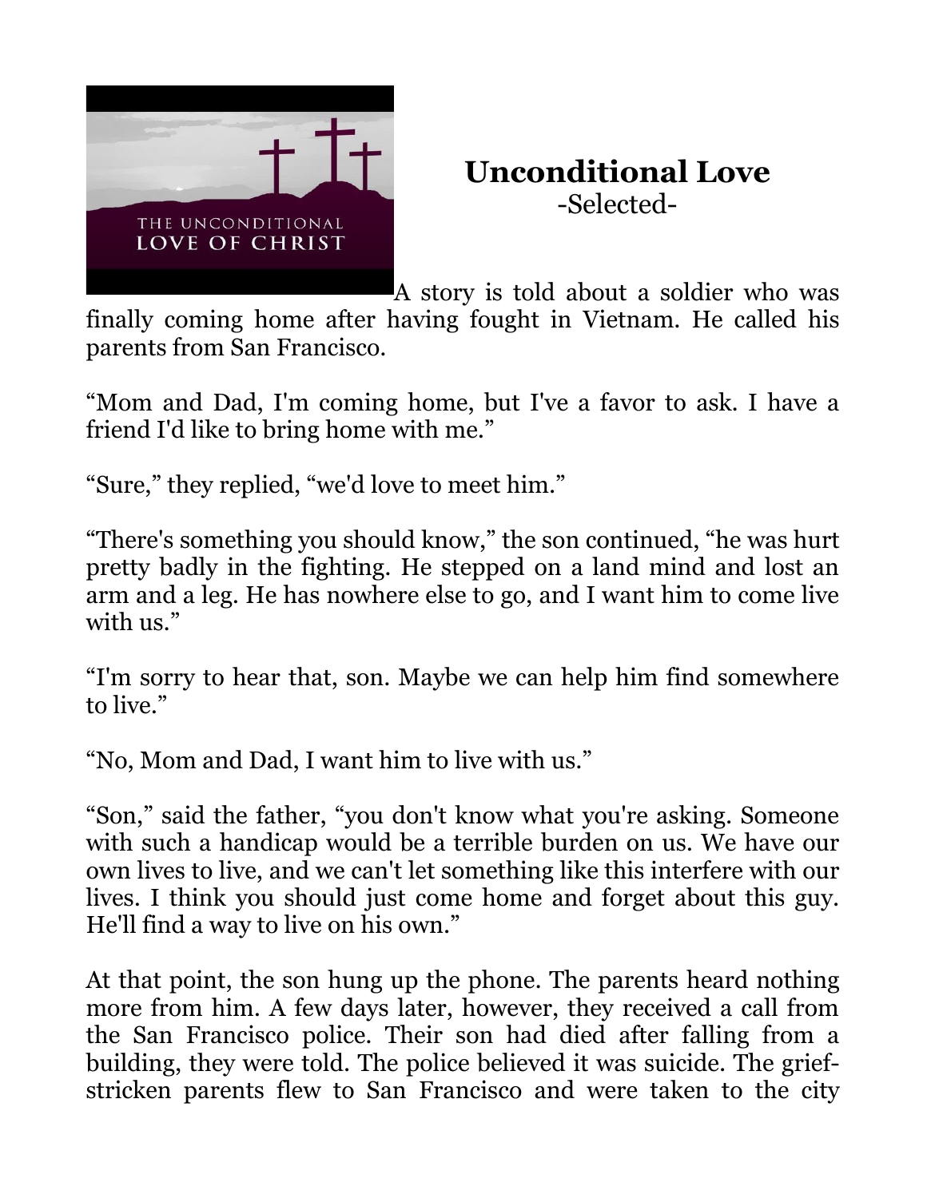# Unconditional Love

-Selected-

A story is told about a soldier who was finally coming home after having fought in Vietnam. He called his parents from San Francisco.

“Mom and Dad, I'm coming home, but I've a favor to ask. I have a friend I'd like to bring home with me.”

“Sure,” they replied, “we'd love to meet him.”

“There's something you should know,” the son continued, “he was hurt pretty badly in the fighting. He stepped on a land mind and lost an arm and a leg. He has nowhere else to go, and I want him to come live with us.”

“I'm sorry to hear that, son. Maybe we can help him find somewhere to live.”

“No, Mom and Dad, I want him to live with us.”

“Son,” said the father, “you don't know what you're asking. Someone with such a handicap would be a terrible burden on us. We have our own lives to live, and we can't let something like this interfere with our lives. I think you should just come home and forget about this guy. He'll find a way to live on his own.”

At that point, the son hung up the phone. The parents heard nothing more from him. A few days later, however, they received a call from the San Francisco police. Their son had died after falling from a building, they were told. The police believed it was suicide. The grief-stricken parents flew to San Francisco and were taken to the city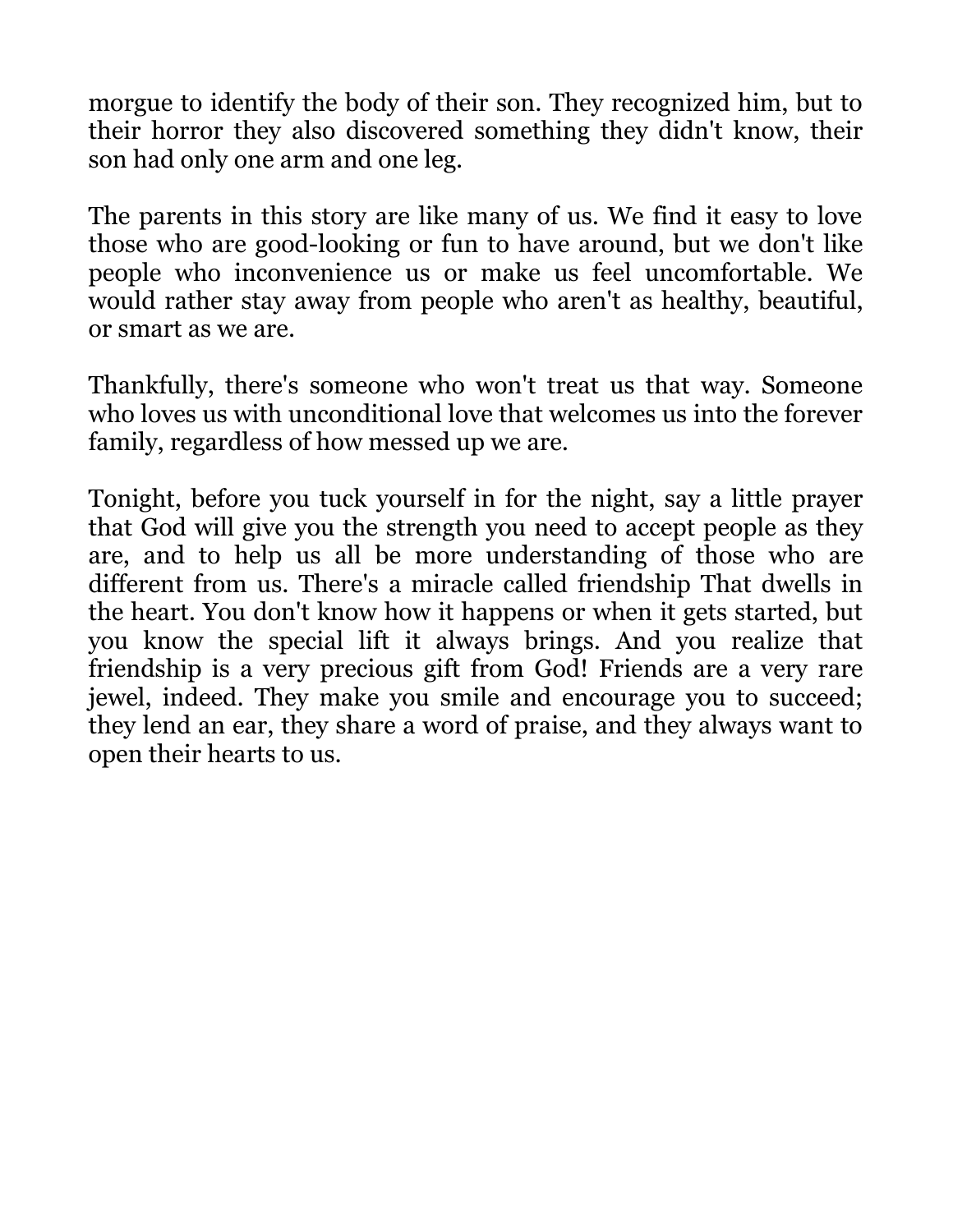morgue to identify the body of their son. They recognized him, but to their horror they also discovered something they didn't know, their son had only one arm and one leg.

The parents in this story are like many of us. We find it easy to love those who are good-looking or fun to have around, but we don't like people who inconvenience us or make us feel uncomfortable. We would rather stay away from people who aren't as healthy, beautiful, or smart as we are.

Thankfully, there's someone who won't treat us that way. Someone who loves us with unconditional love that welcomes us into the forever family, regardless of how messed up we are.

Tonight, before you tuck yourself in for the night, say a little prayer that God will give you the strength you need to accept people as they are, and to help us all be more understanding of those who are different from us. There's a miracle called friendship That dwells in the heart. You don't know how it happens or when it gets started, but you know the special lift it always brings. And you realize that friendship is a very precious gift from God! Friends are a very rare jewel, indeed. They make you smile and encourage you to succeed; they lend an ear, they share a word of praise, and they always want to open their hearts to us.